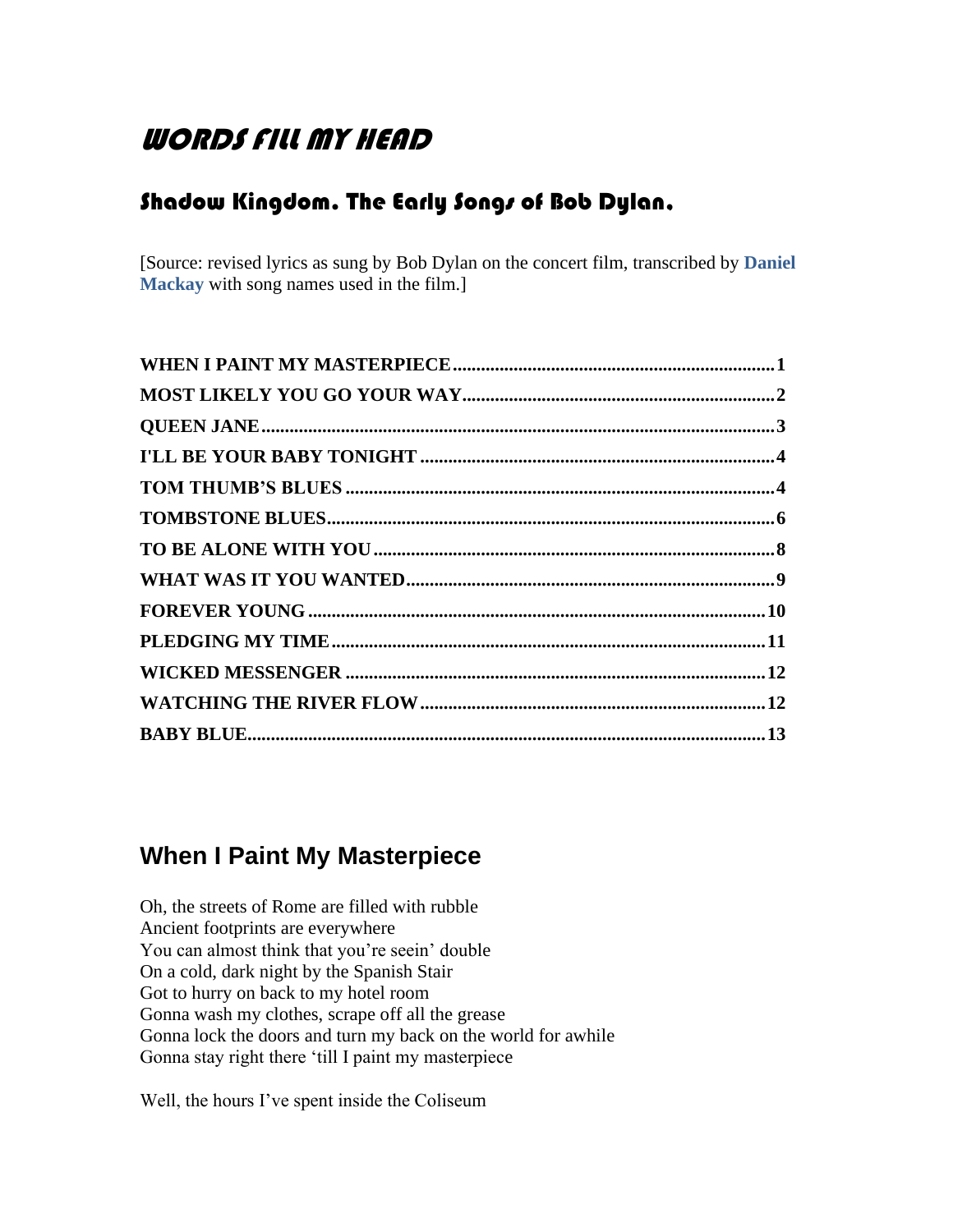# WORDS FILL MY HEAD

## Shadow Kingdom. The Early Songs of Bob Dylan.

[Source: revised lyrics as sung by Bob Dylan on the concert film, transcribed by **Daniel Mackay** with song names used in the film.]

**WHEN I PAINT MY MASTERPIECE** .......... **1**
**MOST LIKELY YOU GO YOUR WAY** .......... **2**
**QUEEN JANE** .......... **3**
**I'LL BE YOUR BABY TONIGHT** .......... **4**
**TOM THUMB'S BLUES** .......... **4**
**TOMBSTONE BLUES** .......... **6**
**TO BE ALONE WITH YOU** .......... **8**
**WHAT WAS IT YOU WANTED** .......... **9**
**FOREVER YOUNG** .......... **10**
**PLEDGING MY TIME** .......... **11**
**WICKED MESSENGER** .......... **12**
**WATCHING THE RIVER FLOW** .......... **12**
**BABY BLUE** .......... **13**

## When I Paint My Masterpiece

Oh, the streets of Rome are filled with rubble
Ancient footprints are everywhere
You can almost think that you're seein' double
On a cold, dark night by the Spanish Stair
Got to hurry on back to my hotel room
Gonna wash my clothes, scrape off all the grease
Gonna lock the doors and turn my back on the world for awhile
Gonna stay right there 'till I paint my masterpiece

Well, the hours I've spent inside the Coliseum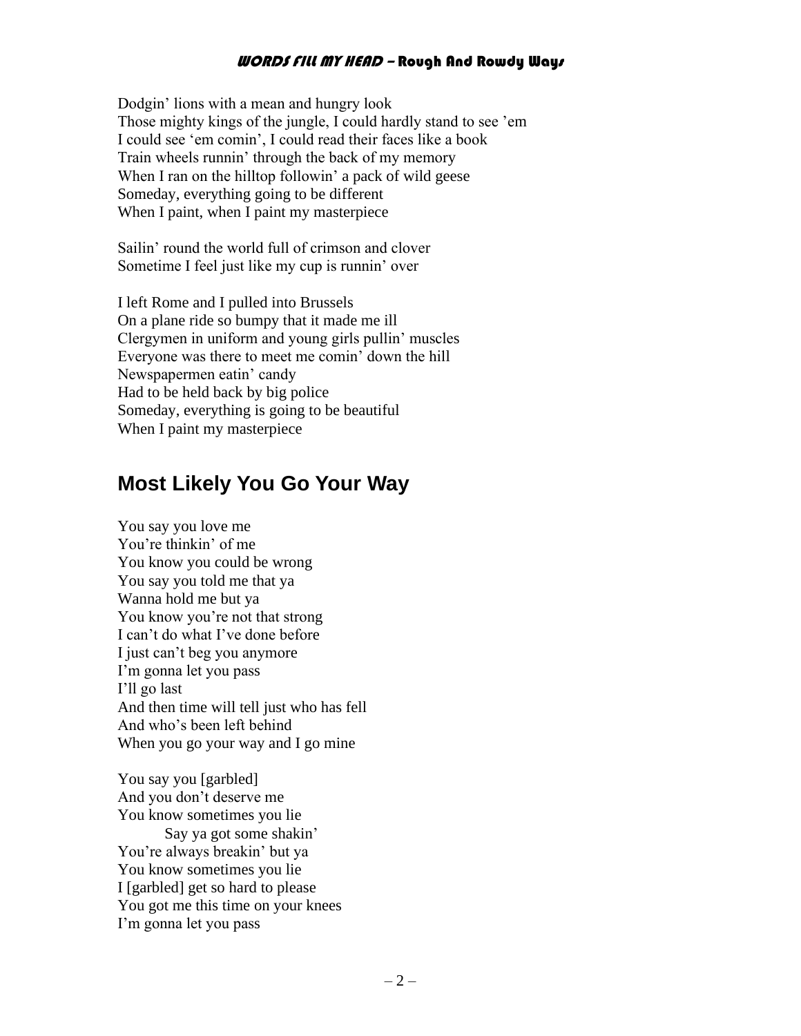Dodgin' lions with a mean and hungry look
Those mighty kings of the jungle, I could hardly stand to see 'em
I could see 'em comin', I could read their faces like a book
Train wheels runnin' through the back of my memory
When I ran on the hilltop followin' a pack of wild geese
Someday, everything going to be different
When I paint, when I paint my masterpiece

Sailin' round the world full of crimson and clover
Sometime I feel just like my cup is runnin' over

I left Rome and I pulled into Brussels
On a plane ride so bumpy that it made me ill
Clergymen in uniform and young girls pullin' muscles
Everyone was there to meet me comin' down the hill
Newspapermen eatin' candy
Had to be held back by big police
Someday, everything is going to be beautiful
When I paint my masterpiece

## Most Likely You Go Your Way

You say you love me
You're thinkin' of me
You know you could be wrong
You say you told me that ya
Wanna hold me but ya
You know you're not that strong
I can't do what I've done before
I just can't beg you anymore
I'm gonna let you pass
I'll go last
And then time will tell just who has fell
And who's been left behind
When you go your way and I go mine

You say you [garbled]
And you don't deserve me
You know sometimes you lie
    Say ya got some shakin'
You're always breakin' but ya
You know sometimes you lie
I [garbled] get so hard to please
You got me this time on your knees
I'm gonna let you pass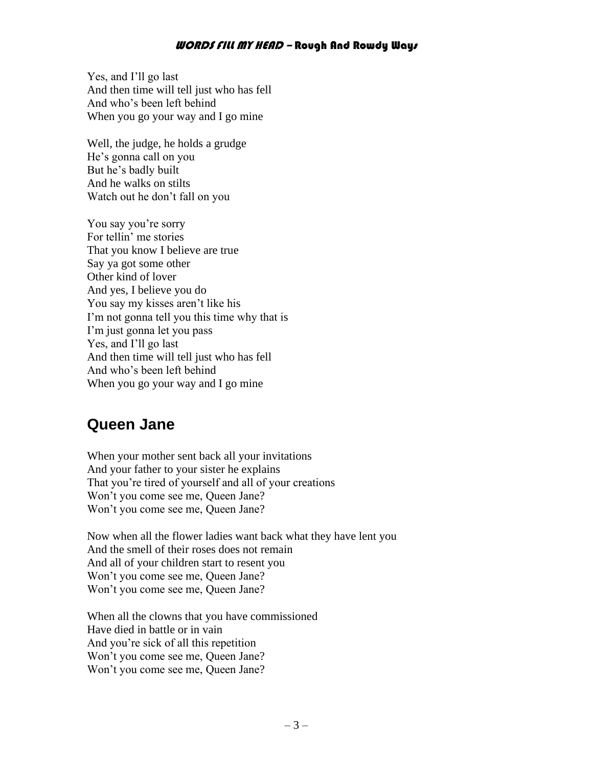Yes, and I'll go last
And then time will tell just who has fell
And who's been left behind
When you go your way and I go mine

Well, the judge, he holds a grudge
He's gonna call on you
But he's badly built
And he walks on stilts
Watch out he don't fall on you

You say you're sorry
For tellin' me stories
That you know I believe are true
Say ya got some other
Other kind of lover
And yes, I believe you do
You say my kisses aren't like his
I'm not gonna tell you this time why that is
I'm just gonna let you pass
Yes, and I'll go last
And then time will tell just who has fell
And who's been left behind
When you go your way and I go mine

## Queen Jane

When your mother sent back all your invitations
And your father to your sister he explains
That you're tired of yourself and all of your creations
Won't you come see me, Queen Jane?
Won't you come see me, Queen Jane?

Now when all the flower ladies want back what they have lent you
And the smell of their roses does not remain
And all of your children start to resent you
Won't you come see me, Queen Jane?
Won't you come see me, Queen Jane?

When all the clowns that you have commissioned
Have died in battle or in vain
And you're sick of all this repetition
Won't you come see me, Queen Jane?
Won't you come see me, Queen Jane?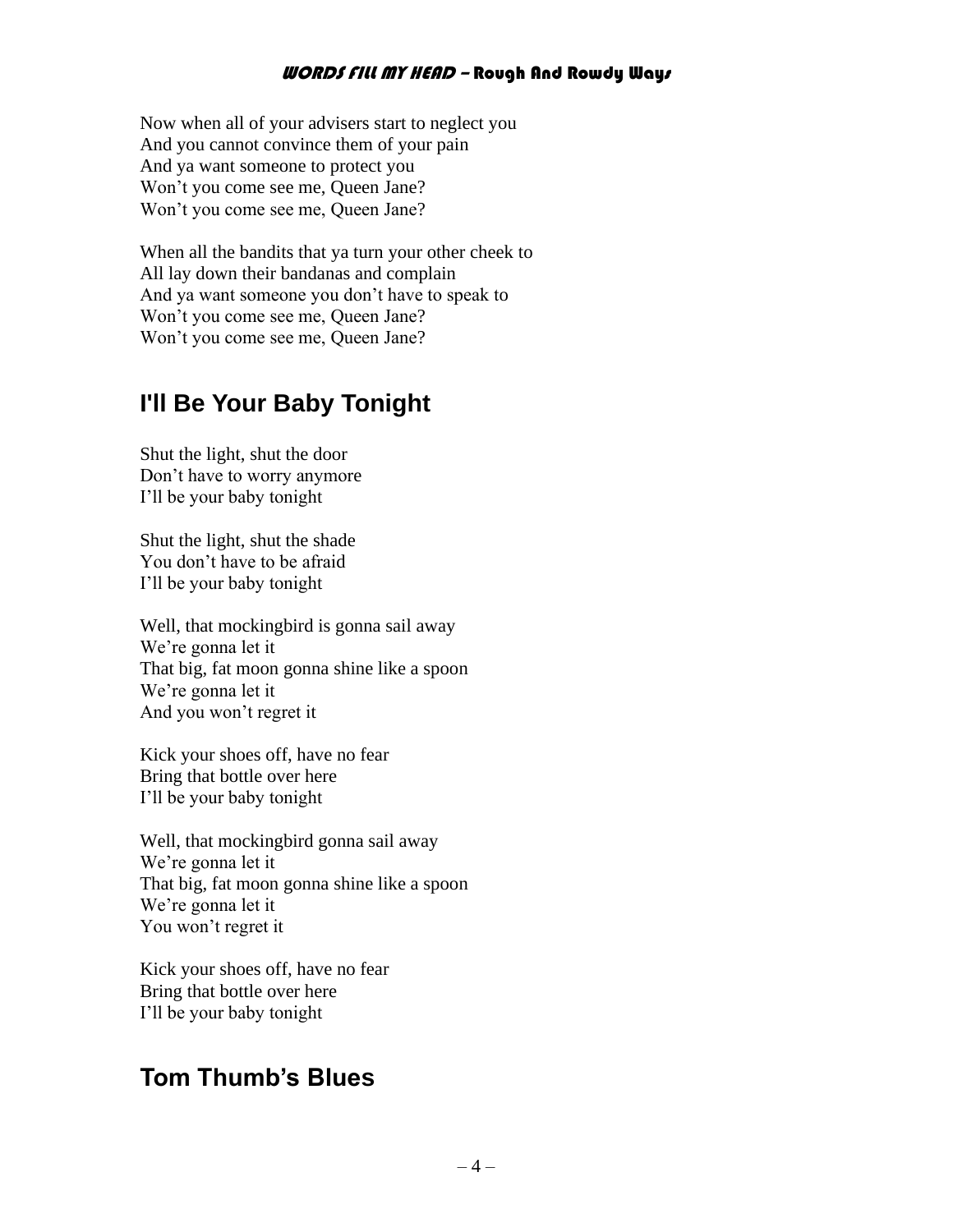Now when all of your advisers start to neglect you
And you cannot convince them of your pain
And ya want someone to protect you
Won't you come see me, Queen Jane?
Won't you come see me, Queen Jane?

When all the bandits that ya turn your other cheek to
All lay down their bandanas and complain
And ya want someone you don't have to speak to
Won't you come see me, Queen Jane?
Won't you come see me, Queen Jane?

## I'll Be Your Baby Tonight

Shut the light, shut the door
Don't have to worry anymore
I'll be your baby tonight

Shut the light, shut the shade
You don't have to be afraid
I'll be your baby tonight

Well, that mockingbird is gonna sail away
We're gonna let it
That big, fat moon gonna shine like a spoon
We're gonna let it
And you won't regret it

Kick your shoes off, have no fear
Bring that bottle over here
I'll be your baby tonight

Well, that mockingbird gonna sail away
We're gonna let it
That big, fat moon gonna shine like a spoon
We're gonna let it
You won't regret it

Kick your shoes off, have no fear
Bring that bottle over here
I'll be your baby tonight

## Tom Thumb's Blues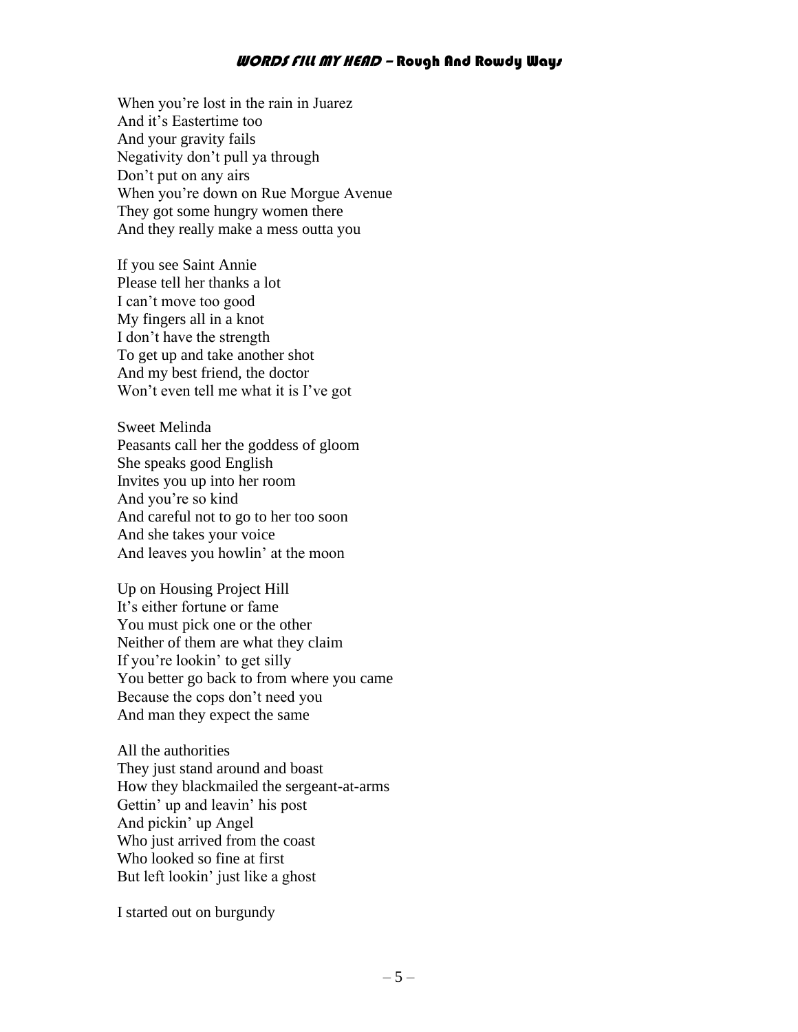When you're lost in the rain in Juarez
And it's Eastertime too
And your gravity fails
Negativity don't pull ya through
Don't put on any airs
When you're down on Rue Morgue Avenue
They got some hungry women there
And they really make a mess outta you

If you see Saint Annie
Please tell her thanks a lot
I can't move too good
My fingers all in a knot
I don't have the strength
To get up and take another shot
And my best friend, the doctor
Won't even tell me what it is I've got

Sweet Melinda
Peasants call her the goddess of gloom
She speaks good English
Invites you up into her room
And you're so kind
And careful not to go to her too soon
And she takes your voice
And leaves you howlin' at the moon

Up on Housing Project Hill
It's either fortune or fame
You must pick one or the other
Neither of them are what they claim
If you're lookin' to get silly
You better go back to from where you came
Because the cops don't need you
And man they expect the same

All the authorities
They just stand around and boast
How they blackmailed the sergeant-at-arms
Gettin' up and leavin' his post
And pickin' up Angel
Who just arrived from the coast
Who looked so fine at first
But left lookin' just like a ghost

I started out on burgundy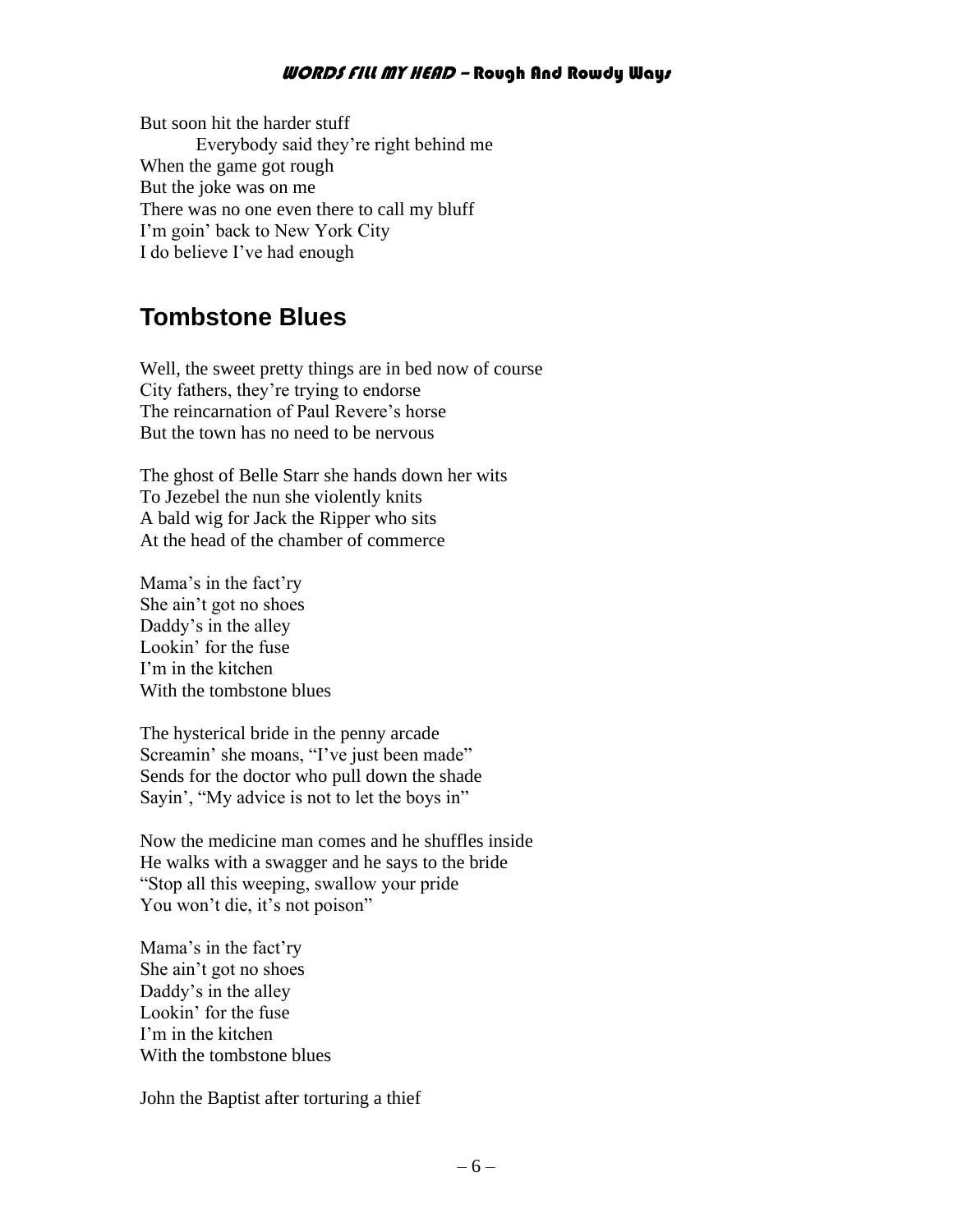But soon hit the harder stuff
    Everybody said they're right behind me
When the game got rough
But the joke was on me
There was no one even there to call my bluff
I'm goin' back to New York City
I do believe I've had enough

## Tombstone Blues

Well, the sweet pretty things are in bed now of course
City fathers, they're trying to endorse
The reincarnation of Paul Revere's horse
But the town has no need to be nervous

The ghost of Belle Starr she hands down her wits
To Jezebel the nun she violently knits
A bald wig for Jack the Ripper who sits
At the head of the chamber of commerce

Mama's in the fact'ry
She ain't got no shoes
Daddy's in the alley
Lookin' for the fuse
I'm in the kitchen
With the tombstone blues

The hysterical bride in the penny arcade
Screamin' she moans, "I've just been made"
Sends for the doctor who pull down the shade
Sayin', "My advice is not to let the boys in"

Now the medicine man comes and he shuffles inside
He walks with a swagger and he says to the bride
"Stop all this weeping, swallow your pride
You won't die, it's not poison"

Mama's in the fact'ry
She ain't got no shoes
Daddy's in the alley
Lookin' for the fuse
I'm in the kitchen
With the tombstone blues

John the Baptist after torturing a thief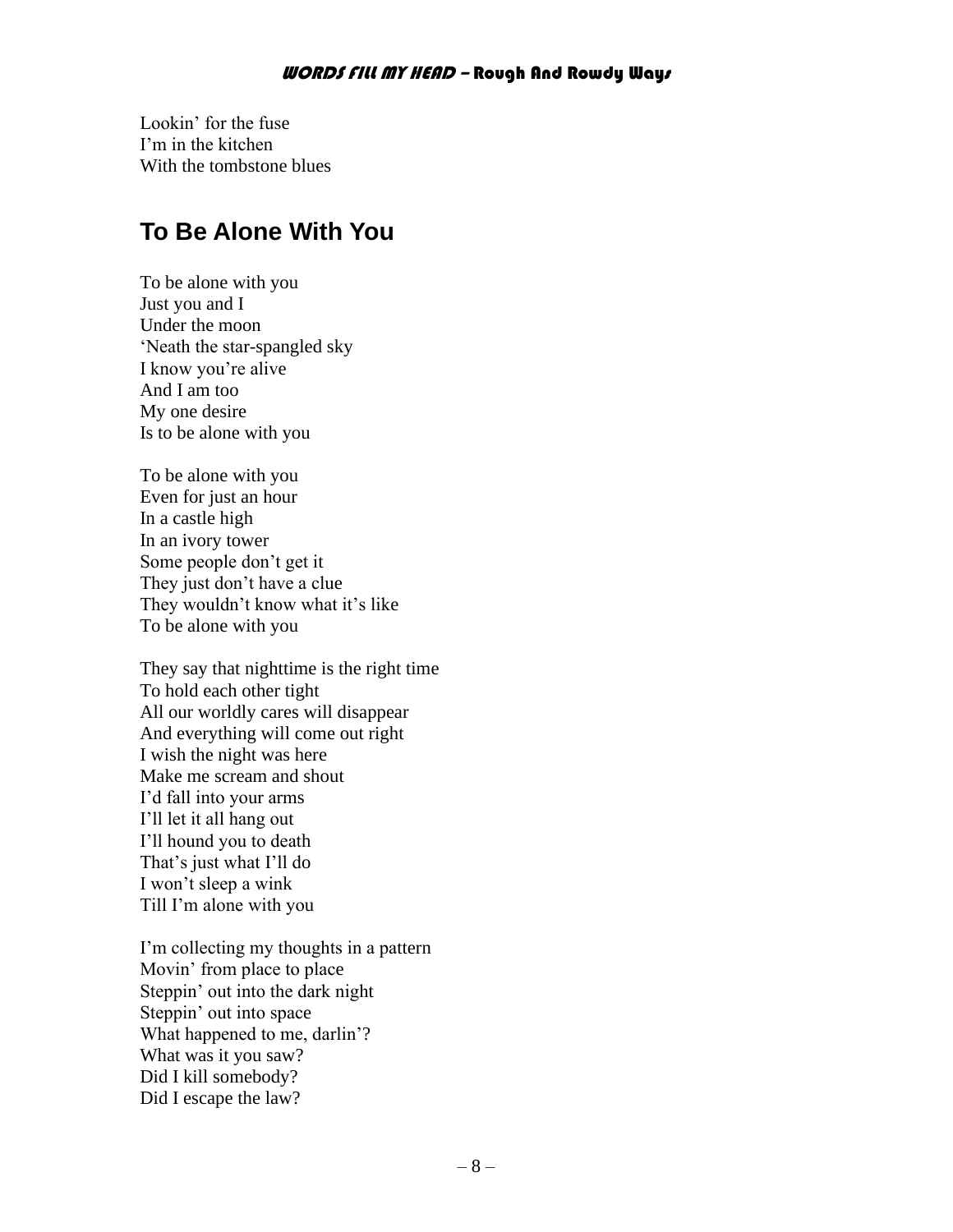Lookin' for the fuse  
I'm in the kitchen  
With the tombstone blues

## To Be Alone With You

To be alone with you  
Just you and I  
Under the moon  
'Neath the star-spangled sky  
I know you're alive  
And I am too  
My one desire  
Is to be alone with you

To be alone with you  
Even for just an hour  
In a castle high  
In an ivory tower  
Some people don't get it  
They just don't have a clue  
They wouldn't know what it's like  
To be alone with you

They say that nighttime is the right time  
To hold each other tight  
All our worldly cares will disappear  
And everything will come out right  
I wish the night was here  
Make me scream and shout  
I'd fall into your arms  
I'll let it all hang out  
I'll hound you to death  
That's just what I'll do  
I won't sleep a wink  
Till I'm alone with you

I'm collecting my thoughts in a pattern  
Movin' from place to place  
Steppin' out into the dark night  
Steppin' out into space  
What happened to me, darlin'?  
What was it you saw?  
Did I kill somebody?  
Did I escape the law?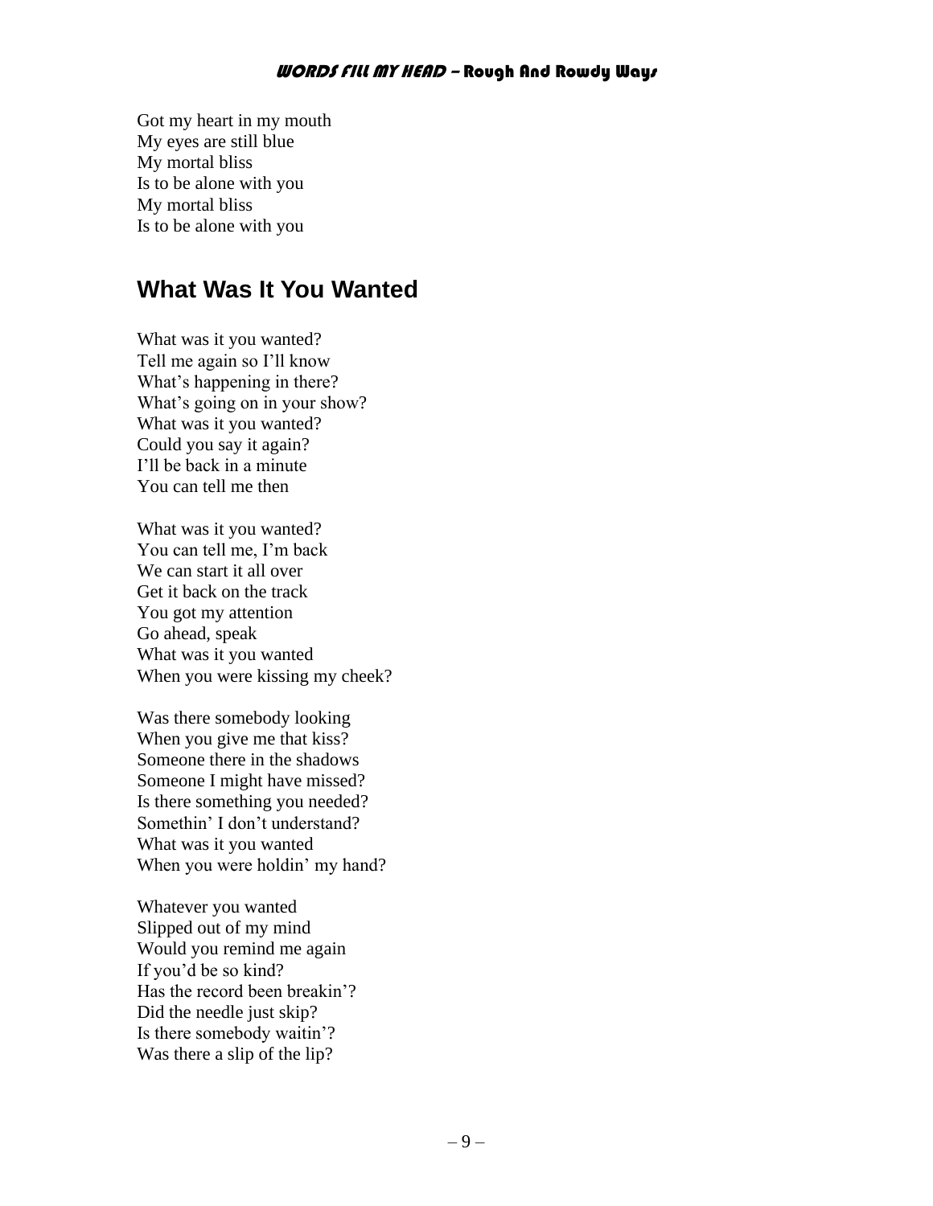Got my heart in my mouth
My eyes are still blue
My mortal bliss
Is to be alone with you
My mortal bliss
Is to be alone with you

## What Was It You Wanted

What was it you wanted?
Tell me again so I'll know
What's happening in there?
What's going on in your show?
What was it you wanted?
Could you say it again?
I'll be back in a minute
You can tell me then

What was it you wanted?
You can tell me, I'm back
We can start it all over
Get it back on the track
You got my attention
Go ahead, speak
What was it you wanted
When you were kissing my cheek?

Was there somebody looking
When you give me that kiss?
Someone there in the shadows
Someone I might have missed?
Is there something you needed?
Somethin' I don't understand?
What was it you wanted
When you were holdin' my hand?

Whatever you wanted
Slipped out of my mind
Would you remind me again
If you'd be so kind?
Has the record been breakin'?
Did the needle just skip?
Is there somebody waitin'?
Was there a slip of the lip?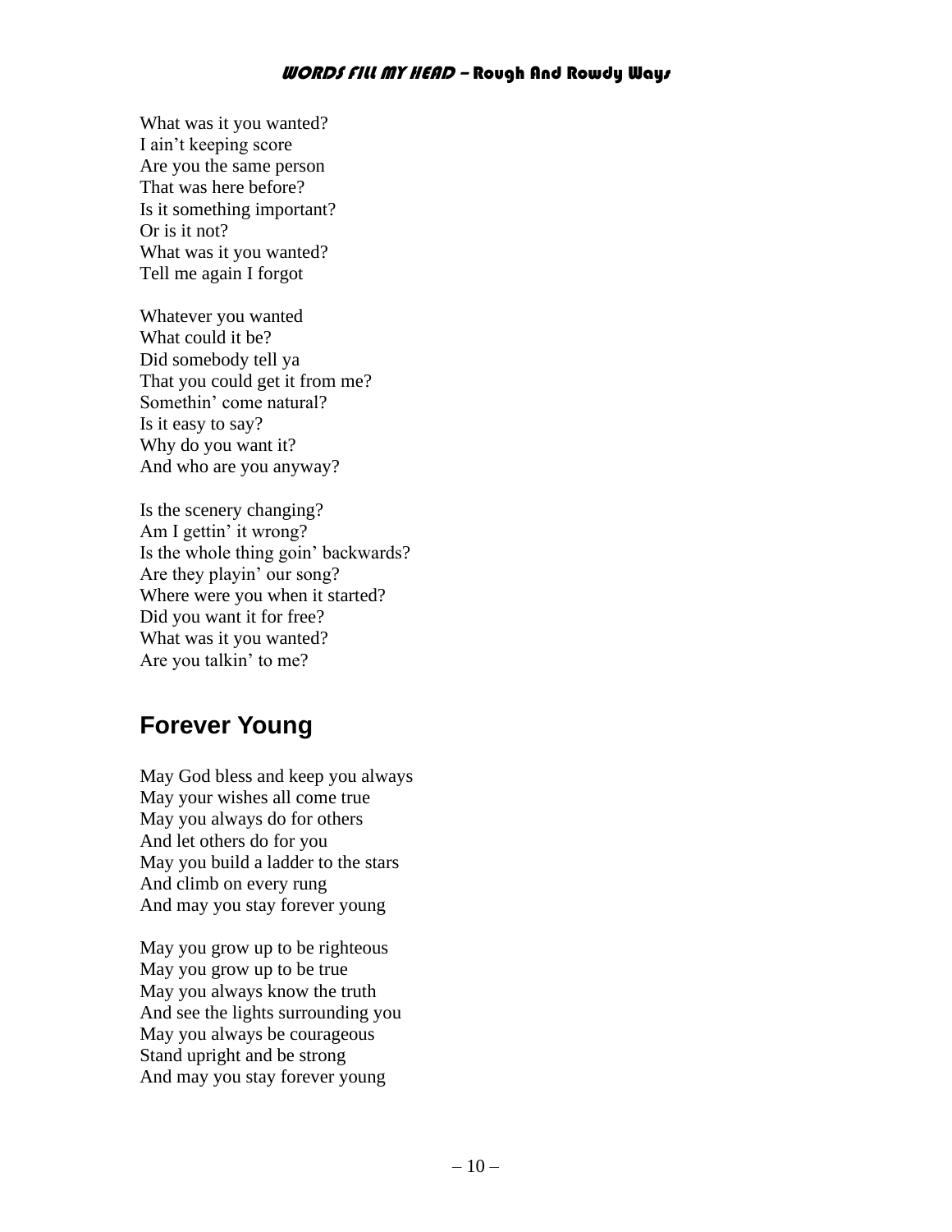What was it you wanted?
I ain't keeping score
Are you the same person
That was here before?
Is it something important?
Or is it not?
What was it you wanted?
Tell me again I forgot

Whatever you wanted
What could it be?
Did somebody tell ya
That you could get it from me?
Somethin' come natural?
Is it easy to say?
Why do you want it?
And who are you anyway?

Is the scenery changing?
Am I gettin' it wrong?
Is the whole thing goin' backwards?
Are they playin' our song?
Where were you when it started?
Did you want it for free?
What was it you wanted?
Are you talkin' to me?

## Forever Young

May God bless and keep you always
May your wishes all come true
May you always do for others
And let others do for you
May you build a ladder to the stars
And climb on every rung
And may you stay forever young

May you grow up to be righteous
May you grow up to be true
May you always know the truth
And see the lights surrounding you
May you always be courageous
Stand upright and be strong
And may you stay forever young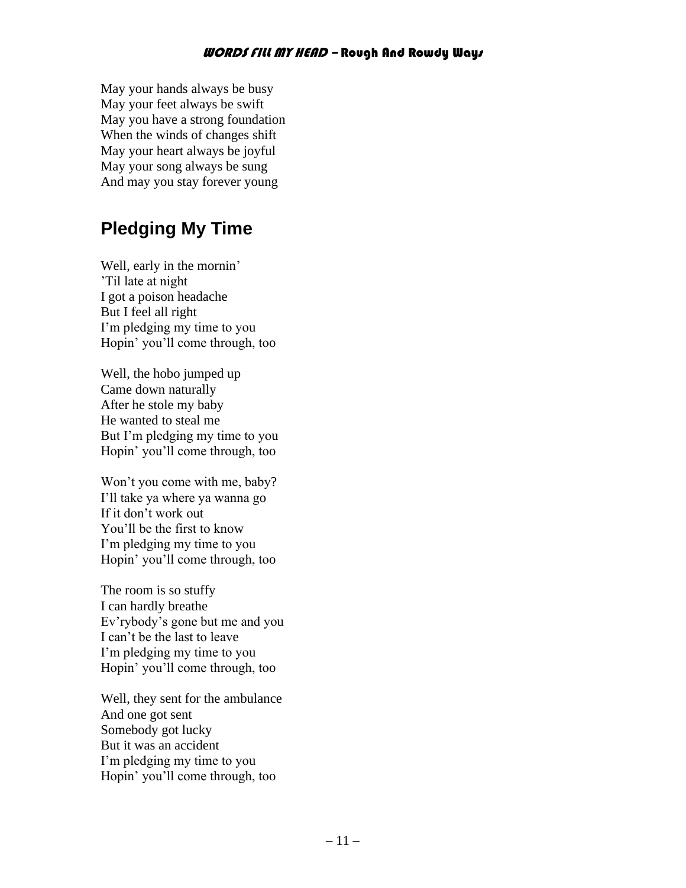May your hands always be busy
May your feet always be swift
May you have a strong foundation
When the winds of changes shift
May your heart always be joyful
May your song always be sung
And may you stay forever young

## Pledging My Time

Well, early in the mornin'
'Til late at night
I got a poison headache
But I feel all right
I'm pledging my time to you
Hopin' you'll come through, too

Well, the hobo jumped up
Came down naturally
After he stole my baby
He wanted to steal me
But I'm pledging my time to you
Hopin' you'll come through, too

Won't you come with me, baby?
I'll take ya where ya wanna go
If it don't work out
You'll be the first to know
I'm pledging my time to you
Hopin' you'll come through, too

The room is so stuffy
I can hardly breathe
Ev'rybody's gone but me and you
I can't be the last to leave
I'm pledging my time to you
Hopin' you'll come through, too

Well, they sent for the ambulance
And one got sent
Somebody got lucky
But it was an accident
I'm pledging my time to you
Hopin' you'll come through, too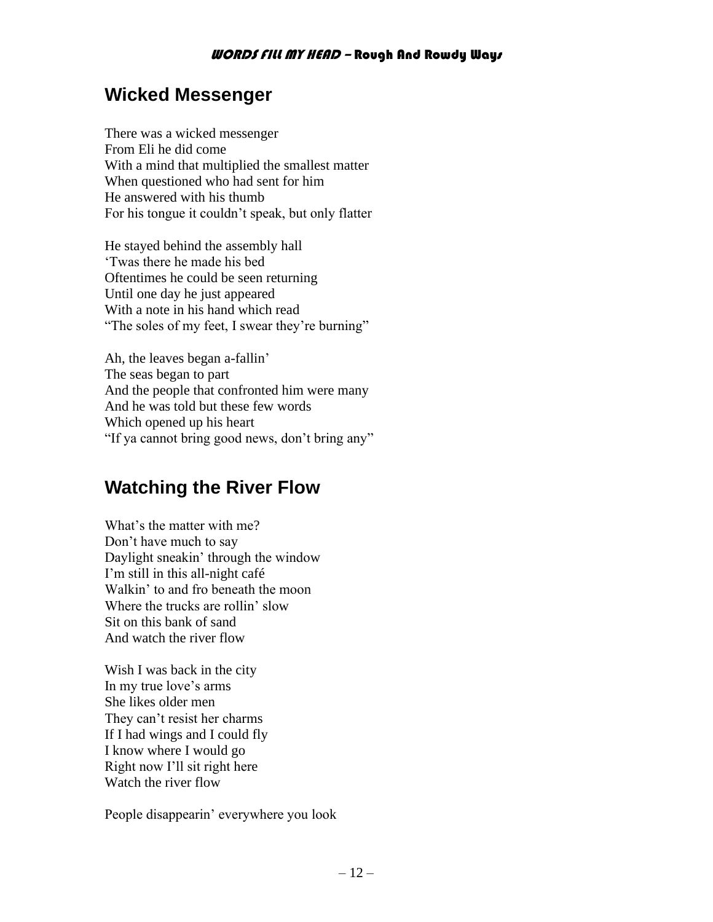## Wicked Messenger

There was a wicked messenger
From Eli he did come
With a mind that multiplied the smallest matter
When questioned who had sent for him
He answered with his thumb
For his tongue it couldn't speak, but only flatter

He stayed behind the assembly hall
'Twas there he made his bed
Oftentimes he could be seen returning
Until one day he just appeared
With a note in his hand which read
"The soles of my feet, I swear they're burning"

Ah, the leaves began a-fallin'
The seas began to part
And the people that confronted him were many
And he was told but these few words
Which opened up his heart
"If ya cannot bring good news, don't bring any"

## Watching the River Flow

What's the matter with me?
Don't have much to say
Daylight sneakin' through the window
I'm still in this all-night café
Walkin' to and fro beneath the moon
Where the trucks are rollin' slow
Sit on this bank of sand
And watch the river flow

Wish I was back in the city
In my true love's arms
She likes older men
They can't resist her charms
If I had wings and I could fly
I know where I would go
Right now I'll sit right here
Watch the river flow

People disappearin' everywhere you look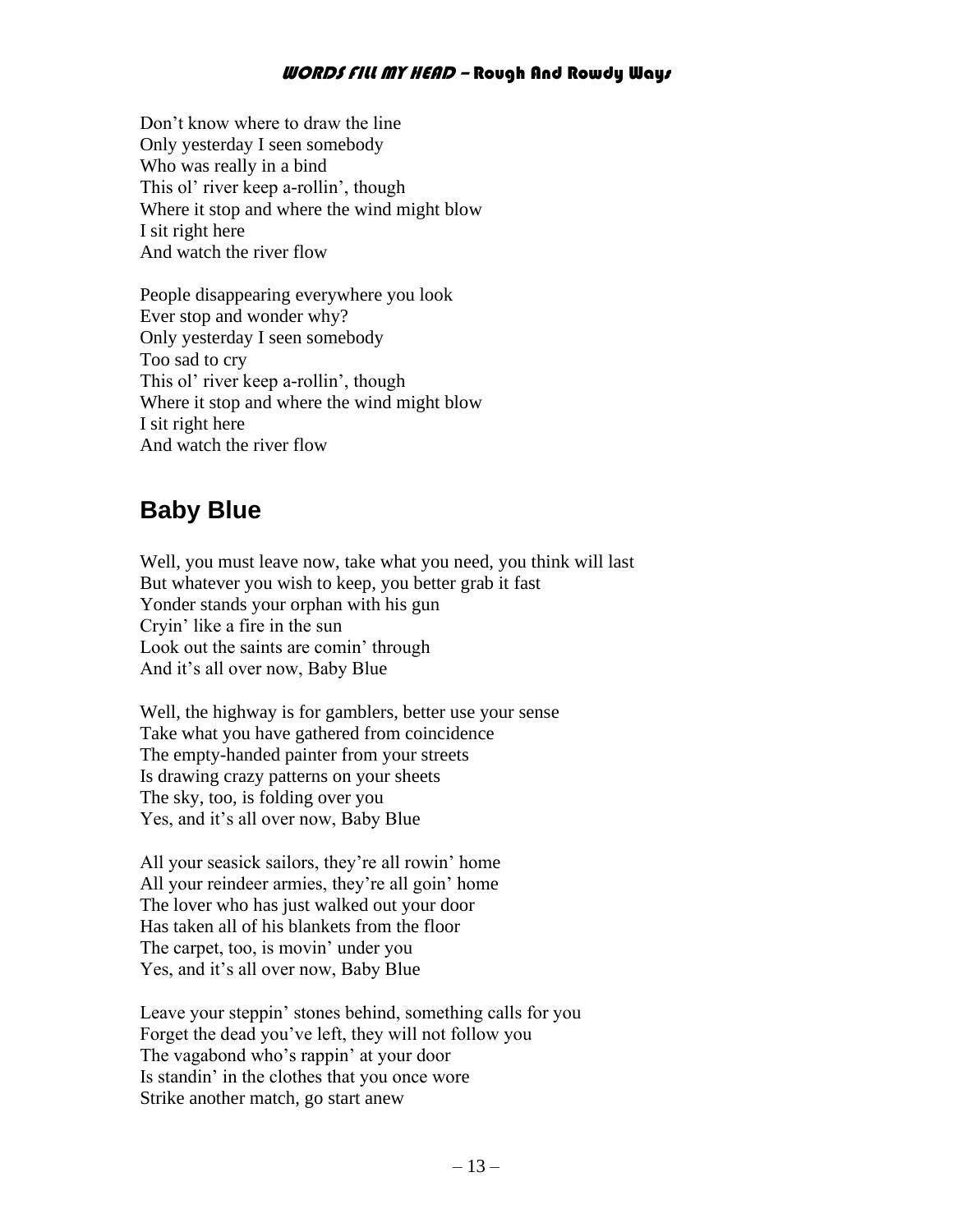Don't know where to draw the line
Only yesterday I seen somebody
Who was really in a bind
This ol' river keep a-rollin', though
Where it stop and where the wind might blow
I sit right here
And watch the river flow

People disappearing everywhere you look
Ever stop and wonder why?
Only yesterday I seen somebody
Too sad to cry
This ol' river keep a-rollin', though
Where it stop and where the wind might blow
I sit right here
And watch the river flow

## Baby Blue

Well, you must leave now, take what you need, you think will last
But whatever you wish to keep, you better grab it fast
Yonder stands your orphan with his gun
Cryin' like a fire in the sun
Look out the saints are comin' through
And it's all over now, Baby Blue

Well, the highway is for gamblers, better use your sense
Take what you have gathered from coincidence
The empty-handed painter from your streets
Is drawing crazy patterns on your sheets
The sky, too, is folding over you
Yes, and it's all over now, Baby Blue

All your seasick sailors, they're all rowin' home
All your reindeer armies, they're all goin' home
The lover who has just walked out your door
Has taken all of his blankets from the floor
The carpet, too, is movin' under you
Yes, and it's all over now, Baby Blue

Leave your steppin' stones behind, something calls for you
Forget the dead you've left, they will not follow you
The vagabond who's rappin' at your door
Is standin' in the clothes that you once wore
Strike another match, go start anew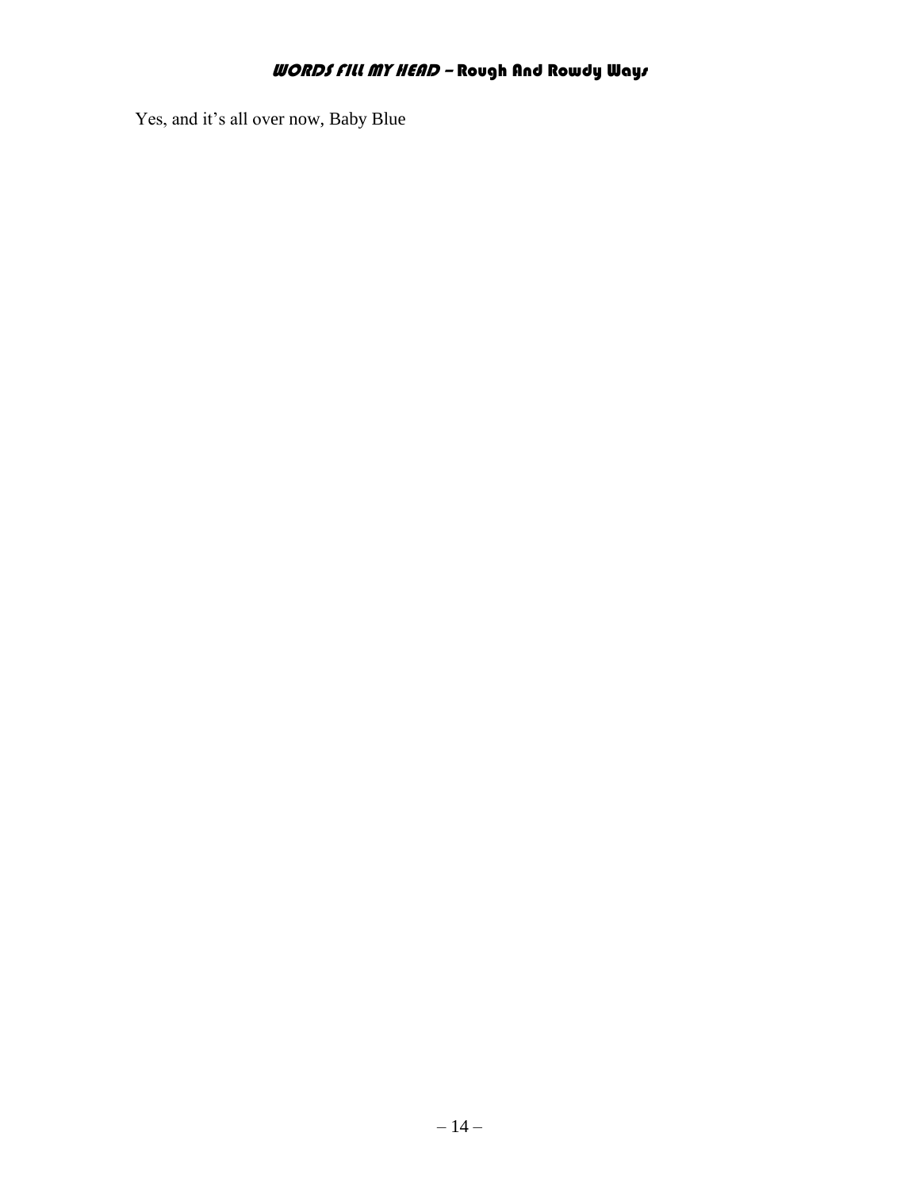Yes, and it's all over now, Baby Blue